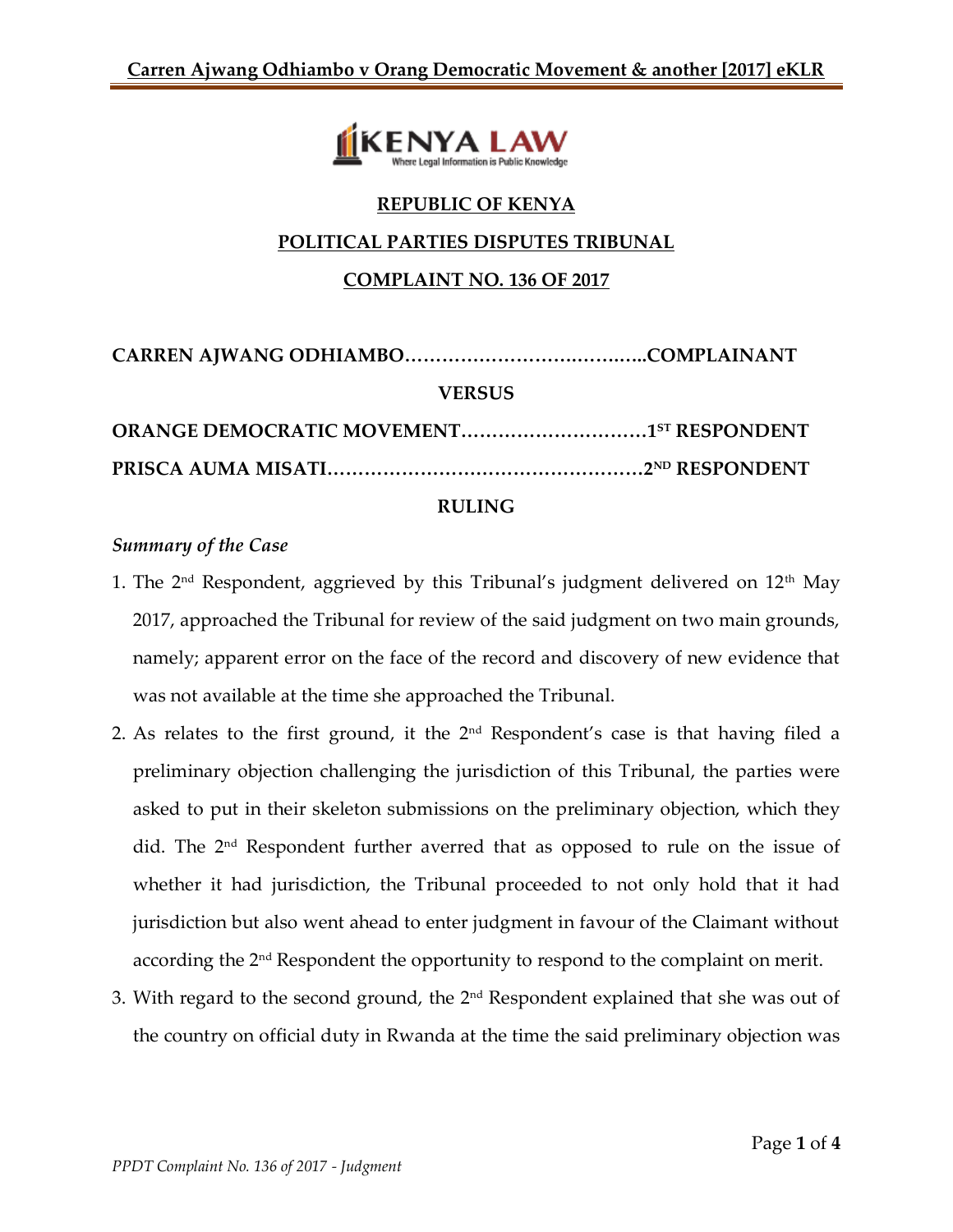**REPUBLIC OF KENYA**

**POLITICAL PARTIES DISPUTES TRIBUNAL**

**COMPLAINT NO. 136 OF 2017**

**CARREN AJWANG ODHIAMBO………………………….……..…..COMPLAINANT**

**VERSUS**

**ORANGE DEMOCRATIC MOVEMENT…………………………1ST RESPONDENT**

**PRISCA AUMA MISATI……………………………………………2ND RESPONDENT**

**RULING**

*Summary of the Case*

1. The 2nd Respondent, aggrieved by this Tribunal's judgment delivered on 12th May 2017, approached the Tribunal for review of the said judgment on two main grounds, namely; apparent error on the face of the record and discovery of new evidence that was not available at the time she approached the Tribunal.
2. As relates to the first ground, it the 2nd Respondent's case is that having filed a preliminary objection challenging the jurisdiction of this Tribunal, the parties were asked to put in their skeleton submissions on the preliminary objection, which they did. The 2nd Respondent further averred that as opposed to rule on the issue of whether it had jurisdiction, the Tribunal proceeded to not only hold that it had jurisdiction but also went ahead to enter judgment in favour of the Claimant without according the 2nd Respondent the opportunity to respond to the complaint on merit.
3. With regard to the second ground, the 2nd Respondent explained that she was out of the country on official duty in Rwanda at the time the said preliminary objection was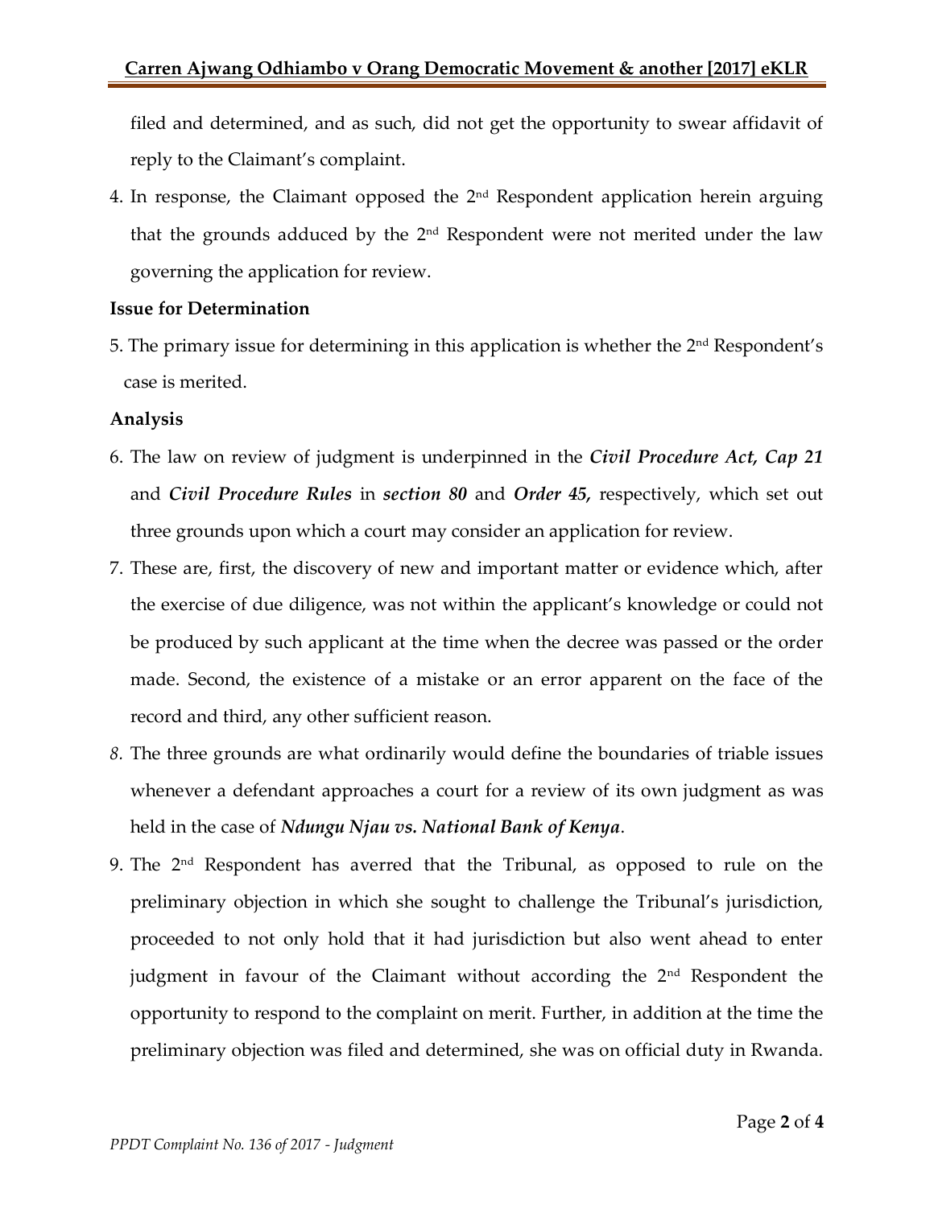filed and determined, and as such, did not get the opportunity to swear affidavit of reply to the Claimant's complaint.

4. In response, the Claimant opposed the 2nd Respondent application herein arguing that the grounds adduced by the 2nd Respondent were not merited under the law governing the application for review.

**Issue for Determination**

5. The primary issue for determining in this application is whether the 2nd Respondent's case is merited.

**Analysis**

6. The law on review of judgment is underpinned in the ***Civil Procedure Act, Cap 21*** and ***Civil Procedure Rules*** in ***section 80*** and ***Order 45,*** respectively, which set out three grounds upon which a court may consider an application for review.
7. These are, first, the discovery of new and important matter or evidence which, after the exercise of due diligence, was not within the applicant's knowledge or could not be produced by such applicant at the time when the decree was passed or the order made. Second, the existence of a mistake or an error apparent on the face of the record and third, any other sufficient reason.
8. The three grounds are what ordinarily would define the boundaries of triable issues whenever a defendant approaches a court for a review of its own judgment as was held in the case of ***Ndungu Njau vs. National Bank of Kenya***.
9. The 2nd Respondent has averred that the Tribunal, as opposed to rule on the preliminary objection in which she sought to challenge the Tribunal's jurisdiction, proceeded to not only hold that it had jurisdiction but also went ahead to enter judgment in favour of the Claimant without according the 2nd Respondent the opportunity to respond to the complaint on merit. Further, in addition at the time the preliminary objection was filed and determined, she was on official duty in Rwanda.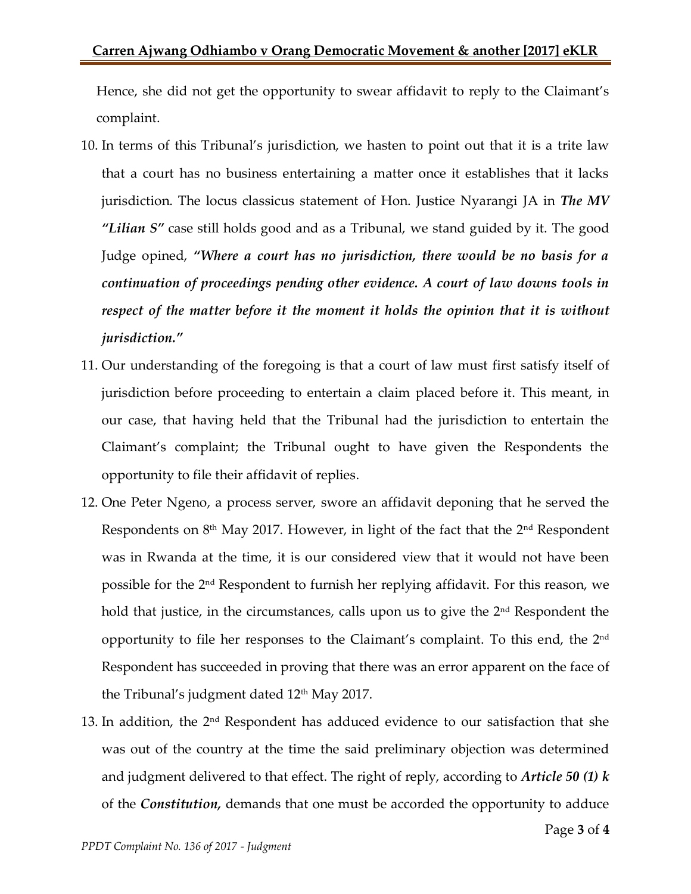Hence, she did not get the opportunity to swear affidavit to reply to the Claimant's complaint.

10. In terms of this Tribunal's jurisdiction, we hasten to point out that it is a trite law that a court has no business entertaining a matter once it establishes that it lacks jurisdiction. The locus classicus statement of Hon. Justice Nyarangi JA in ***The MV "Lilian S"*** case still holds good and as a Tribunal, we stand guided by it. The good Judge opined, ***"Where a court has no jurisdiction, there would be no basis for a continuation of proceedings pending other evidence. A court of law downs tools in respect of the matter before it the moment it holds the opinion that it is without jurisdiction."***
11. Our understanding of the foregoing is that a court of law must first satisfy itself of jurisdiction before proceeding to entertain a claim placed before it. This meant, in our case, that having held that the Tribunal had the jurisdiction to entertain the Claimant's complaint; the Tribunal ought to have given the Respondents the opportunity to file their affidavit of replies.
12. One Peter Ngeno, a process server, swore an affidavit deponing that he served the Respondents on 8th May 2017. However, in light of the fact that the 2nd Respondent was in Rwanda at the time, it is our considered view that it would not have been possible for the 2nd Respondent to furnish her replying affidavit. For this reason, we hold that justice, in the circumstances, calls upon us to give the 2nd Respondent the opportunity to file her responses to the Claimant's complaint. To this end, the 2nd Respondent has succeeded in proving that there was an error apparent on the face of the Tribunal's judgment dated 12th May 2017.
13. In addition, the 2nd Respondent has adduced evidence to our satisfaction that she was out of the country at the time the said preliminary objection was determined and judgment delivered to that effect. The right of reply, according to ***Article 50 (1) k*** of the ***Constitution,*** demands that one must be accorded the opportunity to adduce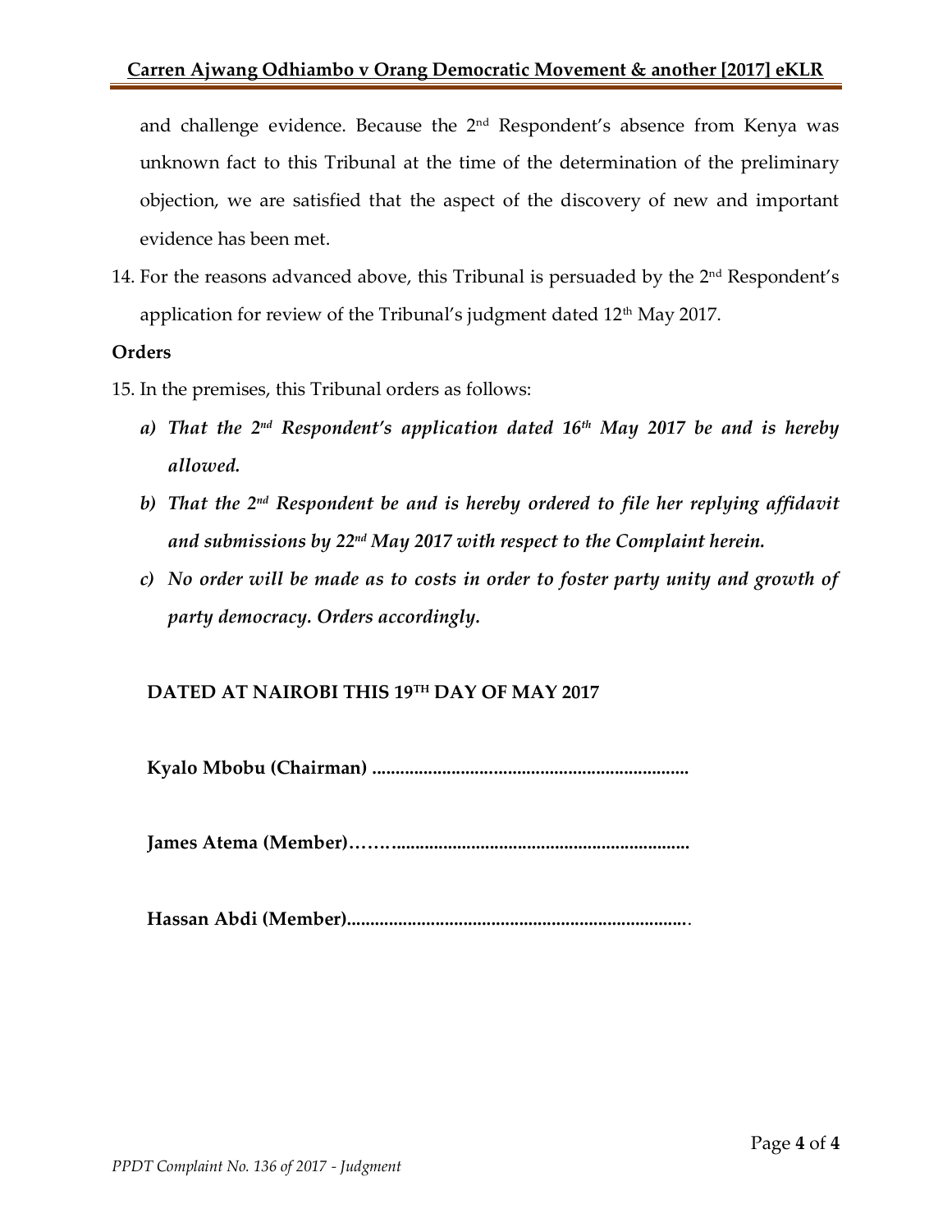and challenge evidence. Because the 2nd Respondent's absence from Kenya was unknown fact to this Tribunal at the time of the determination of the preliminary objection, we are satisfied that the aspect of the discovery of new and important evidence has been met.

14. For the reasons advanced above, this Tribunal is persuaded by the 2nd Respondent's application for review of the Tribunal's judgment dated 12th May 2017.

**Orders**

15. In the premises, this Tribunal orders as follows:

    *a) **That the 2nd Respondent's application dated 16th May 2017 be and is hereby allowed.***

    *b) **That the 2nd Respondent be and is hereby ordered to file her replying affidavit and submissions by 22nd May 2017 with respect to the Complaint herein.***

    *c) **No order will be made as to costs in order to foster party unity and growth of party democracy. Orders accordingly.***

**DATED AT NAIROBI THIS 19TH DAY OF MAY 2017**

**Kyalo Mbobu (Chairman) ..................................................................**

**James Atema (Member)……...............................................................**

**Hassan Abdi (Member)........................................................................**.